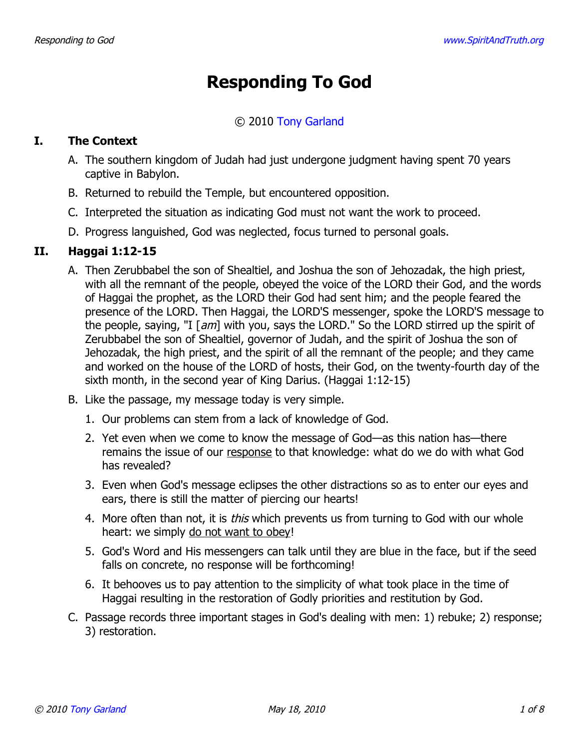# Responding To God

© 2010 Tony Garland

## I. The Context

A. The southern kingdom of Judah had just undergone judgment having spent 70 years captive in Babylon.

B. Returned to rebuild the Temple, but encountered opposition.

C. Interpreted the situation as indicating God must not want the work to proceed.

D. Progress languished, God was neglected, focus turned to personal goals.

## II. Haggai 1:12-15

A. Then Zerubbabel the son of Shealtiel, and Joshua the son of Jehozadak, the high priest, with all the remnant of the people, obeyed the voice of the LORD their God, and the words of Haggai the prophet, as the LORD their God had sent him; and the people feared the presence of the LORD. Then Haggai, the LORD'S messenger, spoke the LORD'S message to the people, saying, "I [*am*] with you, says the LORD." So the LORD stirred up the spirit of Zerubbabel the son of Shealtiel, governor of Judah, and the spirit of Joshua the son of Jehozadak, the high priest, and the spirit of all the remnant of the people; and they came and worked on the house of the LORD of hosts, their God, on the twenty-fourth day of the sixth month, in the second year of King Darius. (Haggai 1:12-15)

B. Like the passage, my message today is very simple.

1. Our problems can stem from a lack of knowledge of God.
2. Yet even when we come to know the message of God—as this nation has—there remains the issue of our <u>response</u> to that knowledge: what do we do with what God has revealed?
3. Even when God's message eclipses the other distractions so as to enter our eyes and ears, there is still the matter of piercing our hearts!
4. More often than not, it is *this* which prevents us from turning to God with our whole heart: we simply <u>do not want to obey</u>!
5. God's Word and His messengers can talk until they are blue in the face, but if the seed falls on concrete, no response will be forthcoming!
6. It behooves us to pay attention to the simplicity of what took place in the time of Haggai resulting in the restoration of Godly priorities and restitution by God.

C. Passage records three important stages in God's dealing with men: 1) rebuke; 2) response; 3) restoration.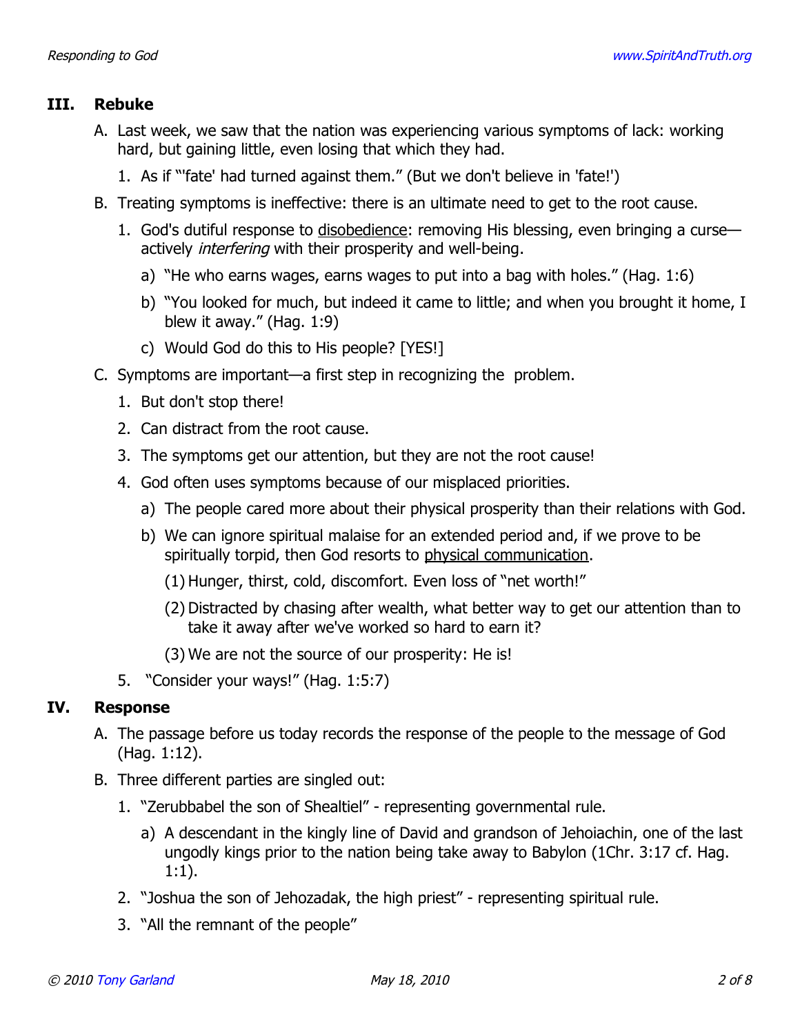## III. Rebuke

A. Last week, we saw that the nation was experiencing various symptoms of lack: working hard, but gaining little, even losing that which they had.

   1. As if "'fate' had turned against them." (But we don't believe in 'fate!')

B. Treating symptoms is ineffective: there is an ultimate need to get to the root cause.

   1. God's dutiful response to <u>disobedience</u>: removing His blessing, even bringing a curse—actively *interfering* with their prosperity and well-being.

      a) "He who earns wages, earns wages to put into a bag with holes." (Hag. 1:6)

      b) "You looked for much, but indeed it came to little; and when you brought it home, I blew it away." (Hag. 1:9)

      c) Would God do this to His people? [YES!]

C. Symptoms are important—a first step in recognizing the problem.

   1. But don't stop there!

   2. Can distract from the root cause.

   3. The symptoms get our attention, but they are not the root cause!

   4. God often uses symptoms because of our misplaced priorities.

      a) The people cared more about their physical prosperity than their relations with God.

      b) We can ignore spiritual malaise for an extended period and, if we prove to be spiritually torpid, then God resorts to <u>physical communication</u>.

         (1) Hunger, thirst, cold, discomfort. Even loss of "net worth!"

         (2) Distracted by chasing after wealth, what better way to get our attention than to take it away after we've worked so hard to earn it?

         (3) We are not the source of our prosperity: He is!

   5. "Consider your ways!" (Hag. 1:5:7)

## IV. Response

A. The passage before us today records the response of the people to the message of God (Hag. 1:12).

B. Three different parties are singled out:

   1. "Zerubbabel the son of Shealtiel" - representing governmental rule.

      a) A descendant in the kingly line of David and grandson of Jehoiachin, one of the last ungodly kings prior to the nation being take away to Babylon (1Chr. 3:17 cf. Hag. 1:1).

   2. "Joshua the son of Jehozadak, the high priest" - representing spiritual rule.

   3. "All the remnant of the people"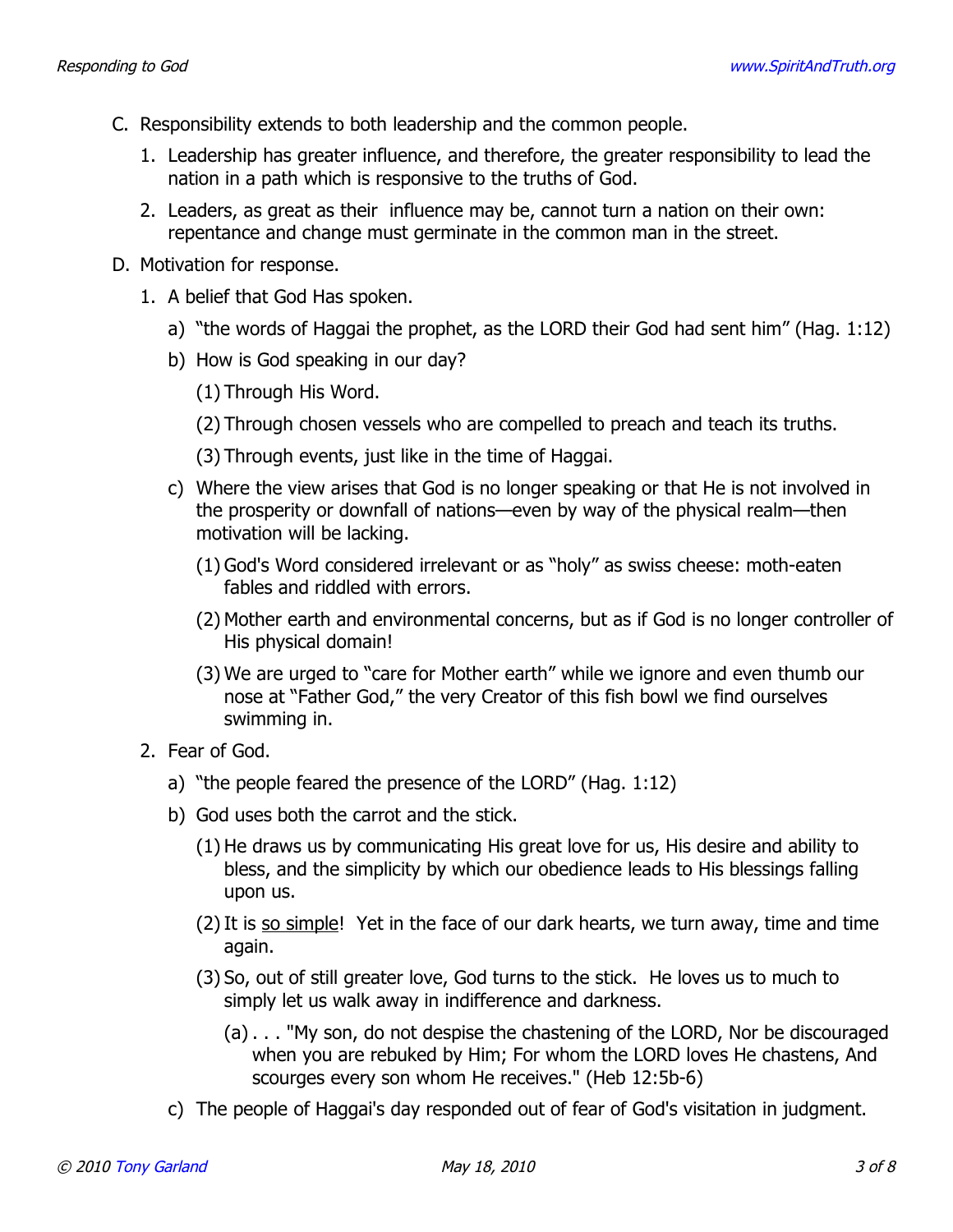C. Responsibility extends to both leadership and the common people.

   1. Leadership has greater influence, and therefore, the greater responsibility to lead the nation in a path which is responsive to the truths of God.

   2. Leaders, as great as their influence may be, cannot turn a nation on their own: repentance and change must germinate in the common man in the street.

D. Motivation for response.

   1. A belief that God Has spoken.

      a) "the words of Haggai the prophet, as the LORD their God had sent him" (Hag. 1:12)

      b) How is God speaking in our day?

         (1) Through His Word.

         (2) Through chosen vessels who are compelled to preach and teach its truths.

         (3) Through events, just like in the time of Haggai.

      c) Where the view arises that God is no longer speaking or that He is not involved in the prosperity or downfall of nations—even by way of the physical realm—then motivation will be lacking.

         (1) God's Word considered irrelevant or as "holy" as swiss cheese: moth-eaten fables and riddled with errors.

         (2) Mother earth and environmental concerns, but as if God is no longer controller of His physical domain!

         (3) We are urged to "care for Mother earth" while we ignore and even thumb our nose at "Father God," the very Creator of this fish bowl we find ourselves swimming in.

   2. Fear of God.

      a) "the people feared the presence of the LORD" (Hag. 1:12)

      b) God uses both the carrot and the stick.

         (1) He draws us by communicating His great love for us, His desire and ability to bless, and the simplicity by which our obedience leads to His blessings falling upon us.

         (2) It is <u>so simple</u>! Yet in the face of our dark hearts, we turn away, time and time again.

         (3) So, out of still greater love, God turns to the stick. He loves us to much to simply let us walk away in indifference and darkness.

            (a) . . . "My son, do not despise the chastening of the LORD, Nor be discouraged when you are rebuked by Him; For whom the LORD loves He chastens, And scourges every son whom He receives." (Heb 12:5b-6)

      c) The people of Haggai's day responded out of fear of God's visitation in judgment.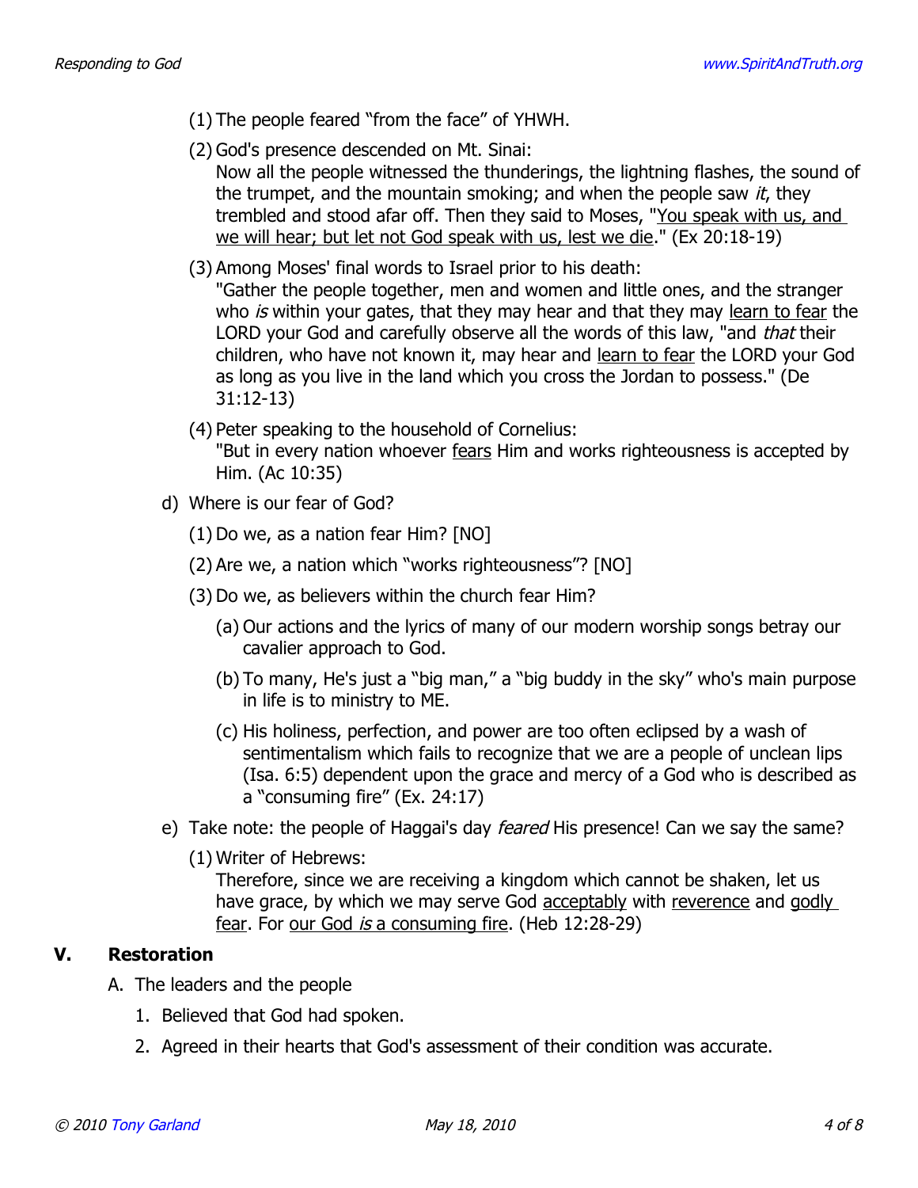(1) The people feared "from the face" of YHWH.

(2) God's presence descended on Mt. Sinai:
Now all the people witnessed the thunderings, the lightning flashes, the sound of the trumpet, and the mountain smoking; and when the people saw *it*, they trembled and stood afar off. Then they said to Moses, "<u>You speak with us, and we will hear; but let not God speak with us, lest we die</u>." (Ex 20:18-19)

(3) Among Moses' final words to Israel prior to his death:
"Gather the people together, men and women and little ones, and the stranger who *is* within your gates, that they may hear and that they may <u>learn to fear</u> the LORD your God and carefully observe all the words of this law, "and *that* their children, who have not known it, may hear and <u>learn to fear</u> the LORD your God as long as you live in the land which you cross the Jordan to possess." (De 31:12-13)

(4) Peter speaking to the household of Cornelius:
"But in every nation whoever <u>fears</u> Him and works righteousness is accepted by Him. (Ac 10:35)

d) Where is our fear of God?

(1) Do we, as a nation fear Him? [NO]

(2) Are we, a nation which "works righteousness"? [NO]

(3) Do we, as believers within the church fear Him?

(a) Our actions and the lyrics of many of our modern worship songs betray our cavalier approach to God.

(b) To many, He's just a "big man," a "big buddy in the sky" who's main purpose in life is to ministry to ME.

(c) His holiness, perfection, and power are too often eclipsed by a wash of sentimentalism which fails to recognize that we are a people of unclean lips (Isa. 6:5) dependent upon the grace and mercy of a God who is described as a "consuming fire" (Ex. 24:17)

e) Take note: the people of Haggai's day *feared* His presence! Can we say the same?

(1) Writer of Hebrews:
Therefore, since we are receiving a kingdom which cannot be shaken, let us have grace, by which we may serve God <u>acceptably</u> with <u>reverence</u> and <u>godly fear</u>. For <u>our God *is* a consuming fire</u>. (Heb 12:28-29)

## V. Restoration

A. The leaders and the people

1. Believed that God had spoken.

2. Agreed in their hearts that God's assessment of their condition was accurate.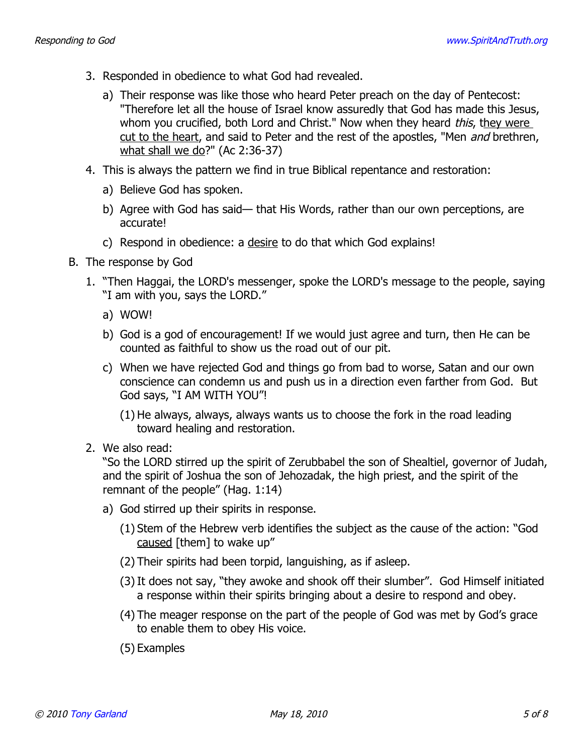3. Responded in obedience to what God had revealed.

   a) Their response was like those who heard Peter preach on the day of Pentecost: "Therefore let all the house of Israel know assuredly that God has made this Jesus, whom you crucified, both Lord and Christ." Now when they heard *this*, <u>they were cut to the heart</u>, and said to Peter and the rest of the apostles, "Men *and* brethren, <u>what shall we do</u>?" (Ac 2:36-37)

4. This is always the pattern we find in true Biblical repentance and restoration:

   a) Believe God has spoken.

   b) Agree with God has said— that His Words, rather than our own perceptions, are accurate!

   c) Respond in obedience: a <u>desire</u> to do that which God explains!

B. The response by God

1. "Then Haggai, the LORD's messenger, spoke the LORD's message to the people, saying "I am with you, says the LORD."

   a) WOW!

   b) God is a god of encouragement! If we would just agree and turn, then He can be counted as faithful to show us the road out of our pit.

   c) When we have rejected God and things go from bad to worse, Satan and our own conscience can condemn us and push us in a direction even farther from God. But God says, "I AM WITH YOU"!

      (1) He always, always, always wants us to choose the fork in the road leading toward healing and restoration.

2. We also read:
   "So the LORD stirred up the spirit of Zerubbabel the son of Shealtiel, governor of Judah, and the spirit of Joshua the son of Jehozadak, the high priest, and the spirit of the remnant of the people" (Hag. 1:14)

   a) God stirred up their spirits in response.

      (1) Stem of the Hebrew verb identifies the subject as the cause of the action: "God <u>caused</u> [them] to wake up"

      (2) Their spirits had been torpid, languishing, as if asleep.

      (3) It does not say, "they awoke and shook off their slumber". God Himself initiated a response within their spirits bringing about a desire to respond and obey.

      (4) The meager response on the part of the people of God was met by God's grace to enable them to obey His voice.

      (5) Examples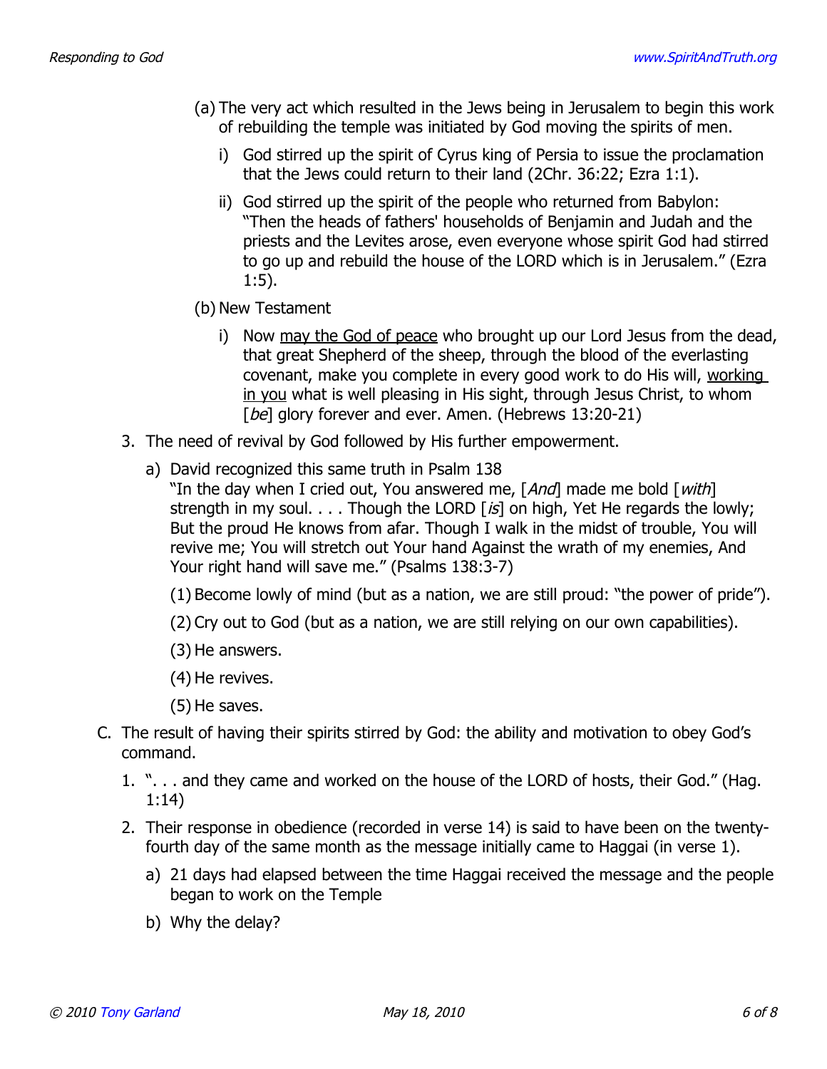(a) The very act which resulted in the Jews being in Jerusalem to begin this work of rebuilding the temple was initiated by God moving the spirits of men.

i) God stirred up the spirit of Cyrus king of Persia to issue the proclamation that the Jews could return to their land (2Chr. 36:22; Ezra 1:1).

ii) God stirred up the spirit of the people who returned from Babylon: "Then the heads of fathers' households of Benjamin and Judah and the priests and the Levites arose, even everyone whose spirit God had stirred to go up and rebuild the house of the LORD which is in Jerusalem." (Ezra 1:5).

(b) New Testament

i) Now <u>may the God of peace</u> who brought up our Lord Jesus from the dead, that great Shepherd of the sheep, through the blood of the everlasting covenant, make you complete in every good work to do His will, <u>working in you</u> what is well pleasing in His sight, through Jesus Christ, to whom [*be*] glory forever and ever. Amen. (Hebrews 13:20-21)

3. The need of revival by God followed by His further empowerment.

   a) David recognized this same truth in Psalm 138
   "In the day when I cried out, You answered me, [*And*] made me bold [*with*] strength in my soul. . . . Though the LORD [*is*] on high, Yet He regards the lowly; But the proud He knows from afar. Though I walk in the midst of trouble, You will revive me; You will stretch out Your hand Against the wrath of my enemies, And Your right hand will save me." (Psalms 138:3-7)

   (1) Become lowly of mind (but as a nation, we are still proud: "the power of pride").

   (2) Cry out to God (but as a nation, we are still relying on our own capabilities).

   (3) He answers.

   (4) He revives.

   (5) He saves.

C. The result of having their spirits stirred by God: the ability and motivation to obey God's command.

1. ". . . and they came and worked on the house of the LORD of hosts, their God." (Hag. 1:14)

2. Their response in obedience (recorded in verse 14) is said to have been on the twenty-fourth day of the same month as the message initially came to Haggai (in verse 1).

   a) 21 days had elapsed between the time Haggai received the message and the people began to work on the Temple

   b) Why the delay?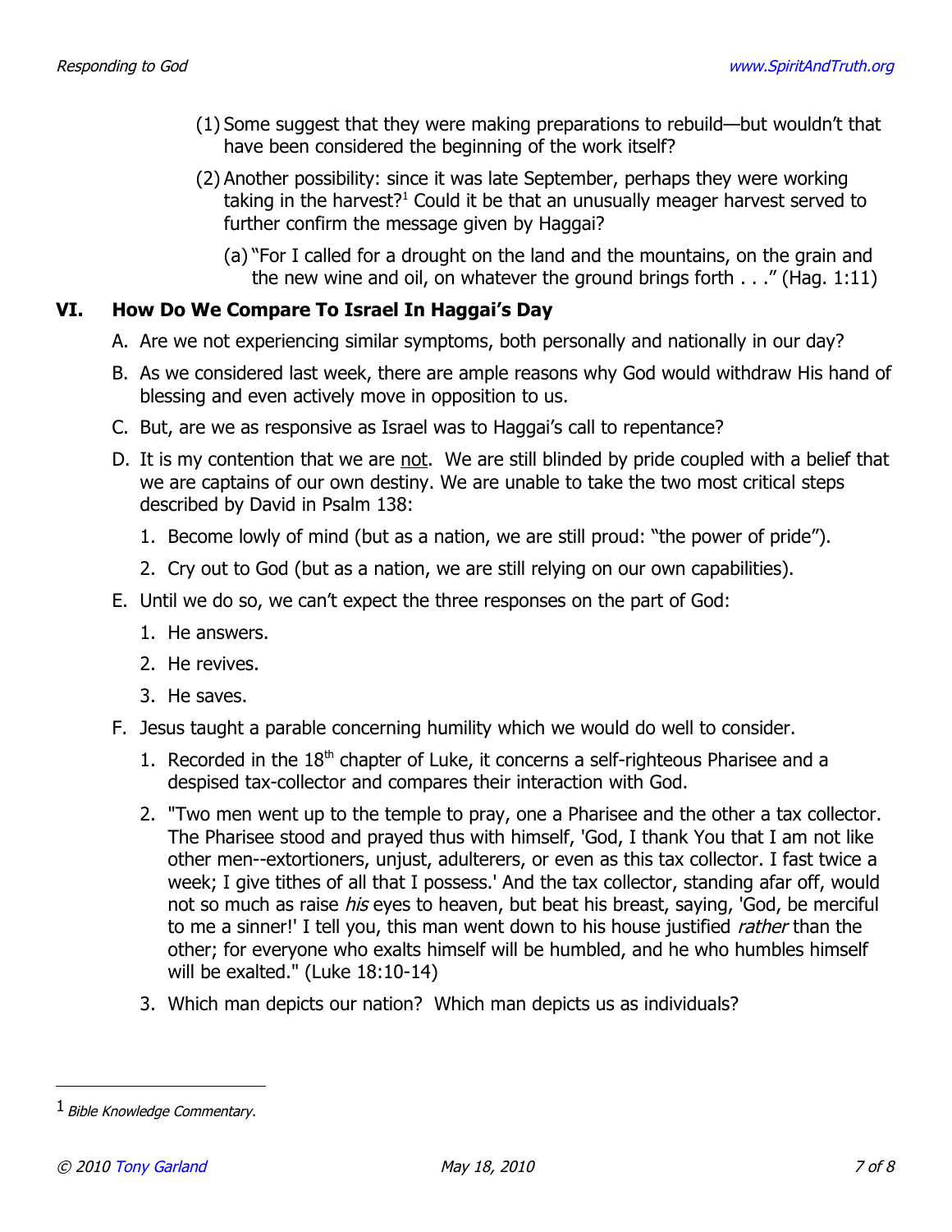(1) Some suggest that they were making preparations to rebuild—but wouldn't that have been considered the beginning of the work itself?

(2) Another possibility: since it was late September, perhaps they were working taking in the harvest?[1] Could it be that an unusually meager harvest served to further confirm the message given by Haggai?

(a) "For I called for a drought on the land and the mountains, on the grain and the new wine and oil, on whatever the ground brings forth . . ." (Hag. 1:11)

## VI. How Do We Compare To Israel In Haggai's Day

A. Are we not experiencing similar symptoms, both personally and nationally in our day?

B. As we considered last week, there are ample reasons why God would withdraw His hand of blessing and even actively move in opposition to us.

C. But, are we as responsive as Israel was to Haggai's call to repentance?

D. It is my contention that we are <u>not</u>. We are still blinded by pride coupled with a belief that we are captains of our own destiny. We are unable to take the two most critical steps described by David in Psalm 138:

1. Become lowly of mind (but as a nation, we are still proud: "the power of pride").
2. Cry out to God (but as a nation, we are still relying on our own capabilities).

E. Until we do so, we can't expect the three responses on the part of God:

1. He answers.
2. He revives.
3. He saves.

F. Jesus taught a parable concerning humility which we would do well to consider.

1. Recorded in the 18th chapter of Luke, it concerns a self-righteous Pharisee and a despised tax-collector and compares their interaction with God.
2. "Two men went up to the temple to pray, one a Pharisee and the other a tax collector. The Pharisee stood and prayed thus with himself, 'God, I thank You that I am not like other men--extortioners, unjust, adulterers, or even as this tax collector. I fast twice a week; I give tithes of all that I possess.' And the tax collector, standing afar off, would not so much as raise *his* eyes to heaven, but beat his breast, saying, 'God, be merciful to me a sinner!' I tell you, this man went down to his house justified *rather* than the other; for everyone who exalts himself will be humbled, and he who humbles himself will be exalted." (Luke 18:10-14)
3. Which man depicts our nation? Which man depicts us as individuals?

---

[1] *Bible Knowledge Commentary*.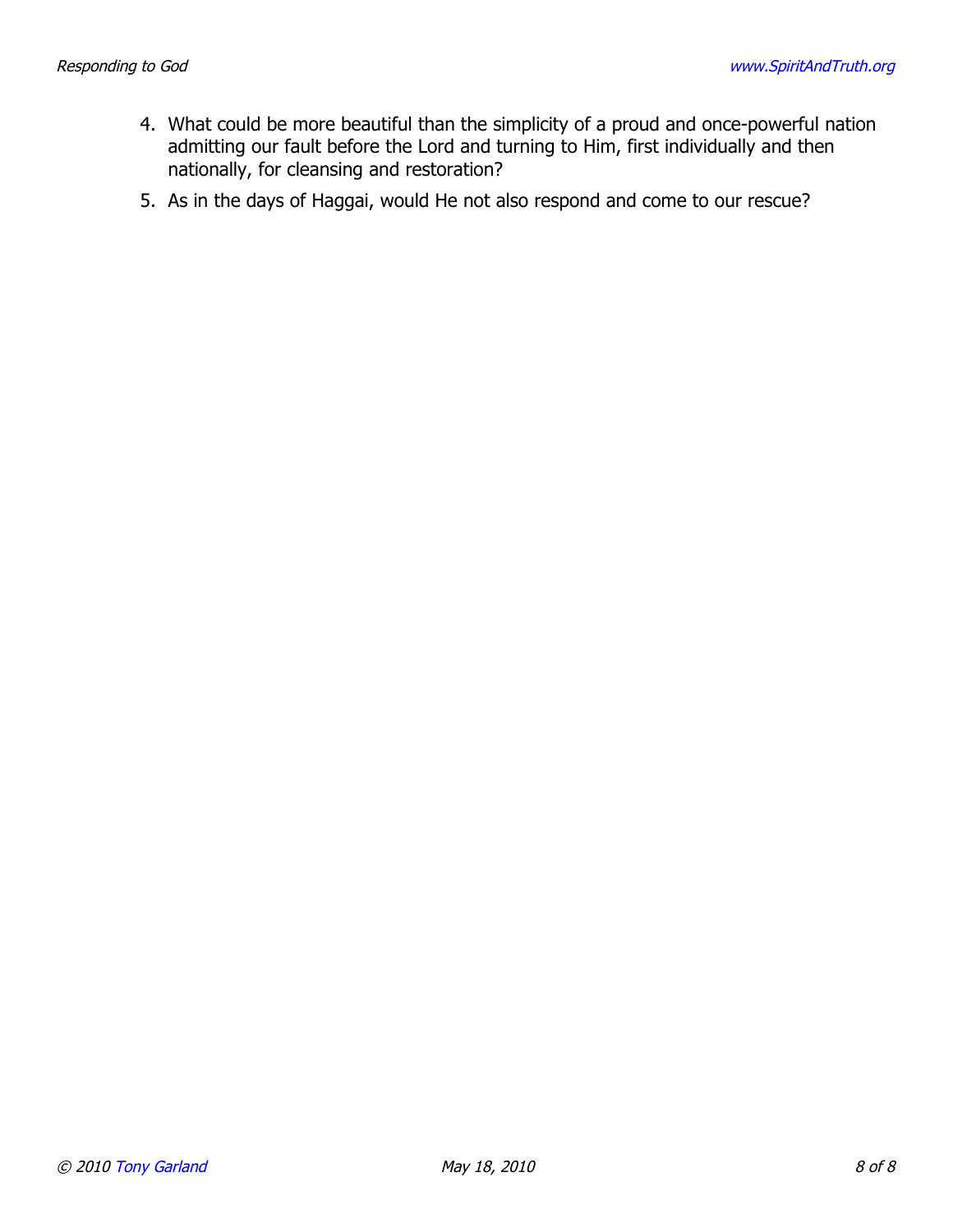4. What could be more beautiful than the simplicity of a proud and once-powerful nation admitting our fault before the Lord and turning to Him, first individually and then nationally, for cleansing and restoration?
5. As in the days of Haggai, would He not also respond and come to our rescue?